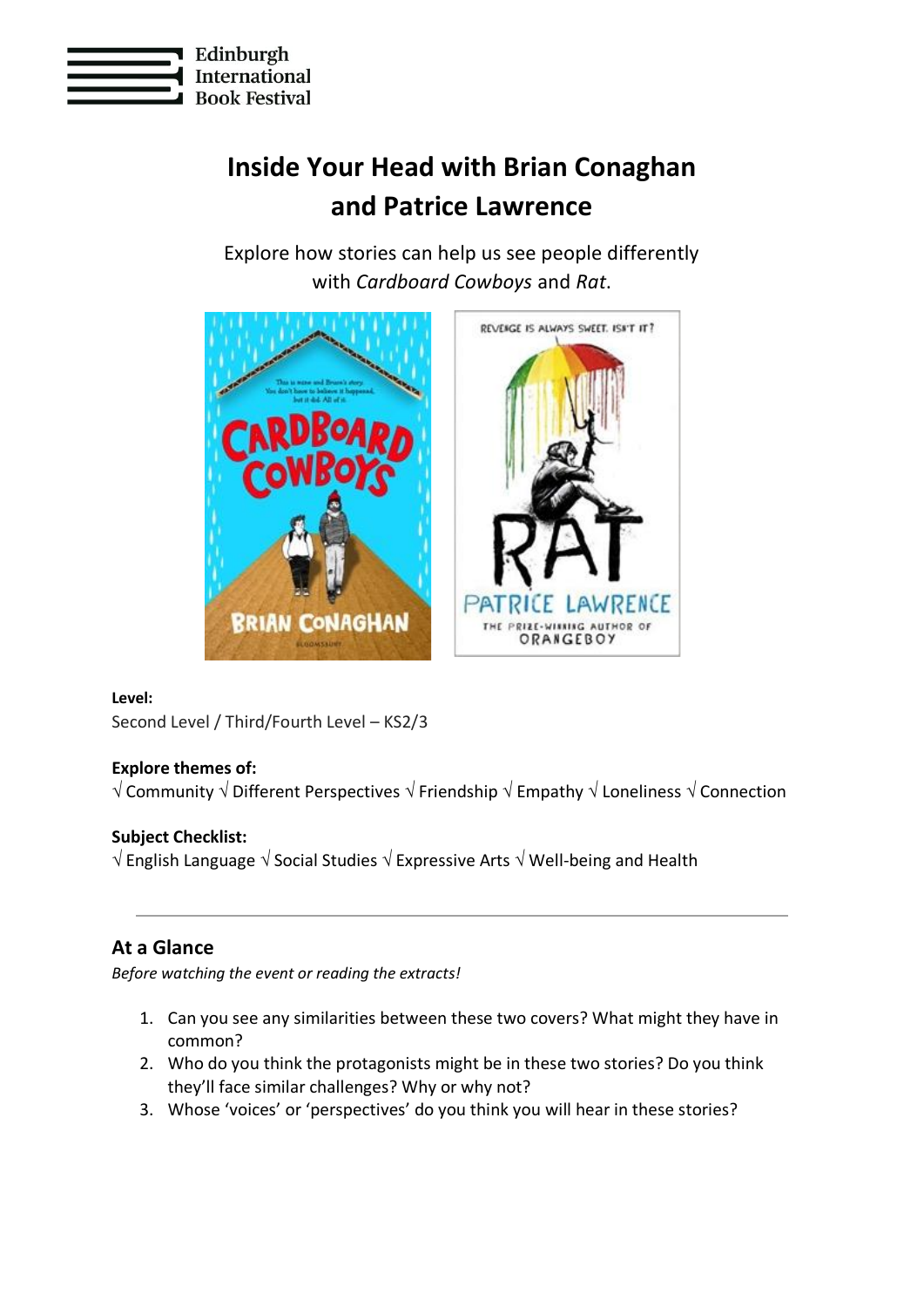Edinburgh International Book Festival

# Inside Your Head with Brian Conaghan and Patrice Lawrence

Explore how stories can help us see people differently with *Cardboard Cowboys* and *Rat*.

**Level:**
Second Level / Third/Fourth Level – KS2/3

**Explore themes of:**
√ Community √ Different Perspectives √ Friendship √ Empathy √ Loneliness √ Connection

**Subject Checklist:**
√ English Language √ Social Studies √ Expressive Arts √ Well-being and Health

---

## At a Glance

*Before watching the event or reading the extracts!*

1. Can you see any similarities between these two covers? What might they have in common?
2. Who do you think the protagonists might be in these two stories? Do you think they'll face similar challenges? Why or why not?
3. Whose 'voices' or 'perspectives' do you think you will hear in these stories?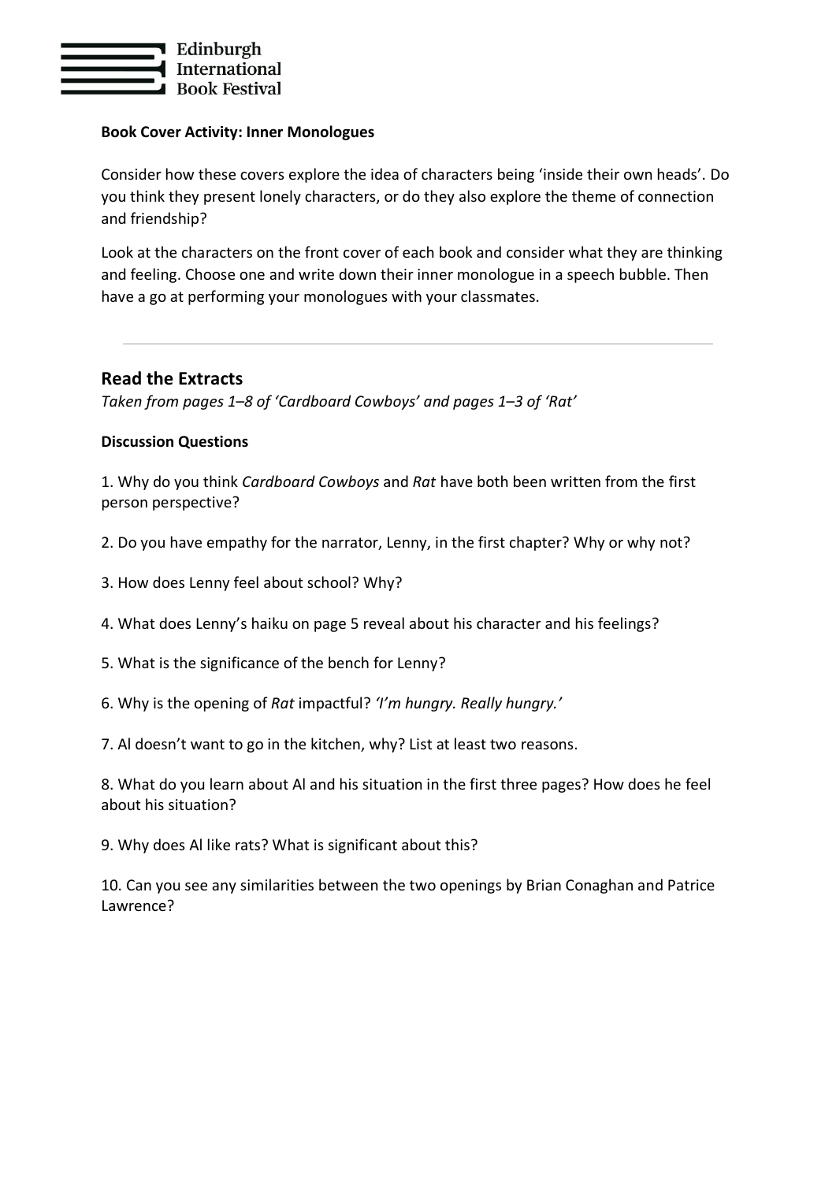**Book Cover Activity: Inner Monologues**

Consider how these covers explore the idea of characters being 'inside their own heads'. Do you think they present lonely characters, or do they also explore the theme of connection and friendship?

Look at the characters on the front cover of each book and consider what they are thinking and feeling. Choose one and write down their inner monologue in a speech bubble. Then have a go at performing your monologues with your classmates.

---

## Read the Extracts

*Taken from pages 1–8 of 'Cardboard Cowboys' and pages 1–3 of 'Rat'*

**Discussion Questions**

1. Why do you think *Cardboard Cowboys* and *Rat* have both been written from the first person perspective?

2. Do you have empathy for the narrator, Lenny, in the first chapter? Why or why not?

3. How does Lenny feel about school? Why?

4. What does Lenny's haiku on page 5 reveal about his character and his feelings?

5. What is the significance of the bench for Lenny?

6. Why is the opening of *Rat* impactful? *'I'm hungry. Really hungry.'*

7. Al doesn't want to go in the kitchen, why? List at least two reasons.

8. What do you learn about Al and his situation in the first three pages? How does he feel about his situation?

9. Why does Al like rats? What is significant about this?

10. Can you see any similarities between the two openings by Brian Conaghan and Patrice Lawrence?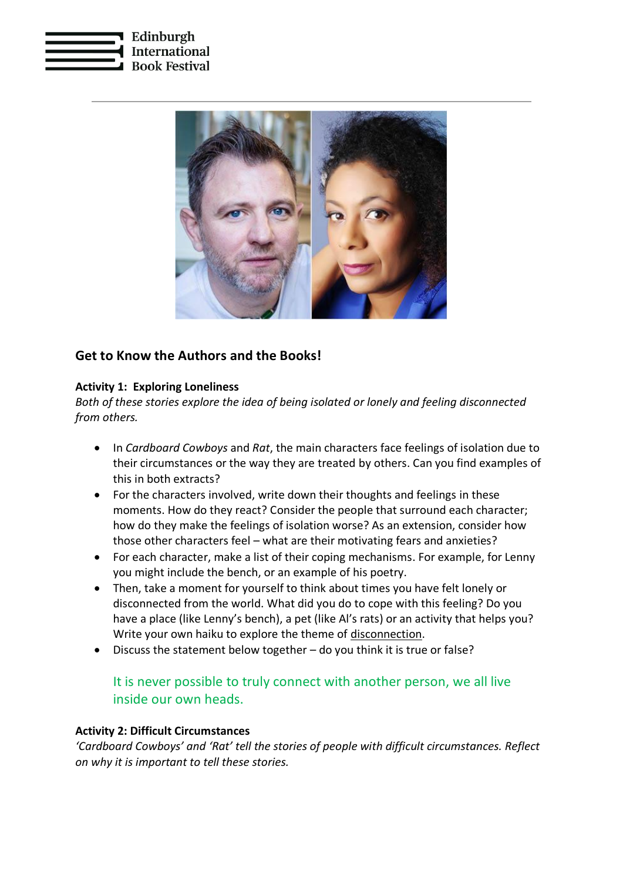## Get to Know the Authors and the Books!

### Activity 1: Exploring Loneliness

*Both of these stories explore the idea of being isolated or lonely and feeling disconnected from others.*

- In *Cardboard Cowboys* and *Rat*, the main characters face feelings of isolation due to their circumstances or the way they are treated by others. Can you find examples of this in both extracts?
- For the characters involved, write down their thoughts and feelings in these moments. How do they react? Consider the people that surround each character; how do they make the feelings of isolation worse? As an extension, consider how those other characters feel – what are their motivating fears and anxieties?
- For each character, make a list of their coping mechanisms. For example, for Lenny you might include the bench, or an example of his poetry.
- Then, take a moment for yourself to think about times you have felt lonely or disconnected from the world. What did you do to cope with this feeling? Do you have a place (like Lenny's bench), a pet (like Al's rats) or an activity that helps you? Write your own haiku to explore the theme of <u>disconnection</u>.
- Discuss the statement below together – do you think it is true or false?

> It is never possible to truly connect with another person, we all live inside our own heads.

### Activity 2: Difficult Circumstances

*'Cardboard Cowboys' and 'Rat' tell the stories of people with difficult circumstances. Reflect on why it is important to tell these stories.*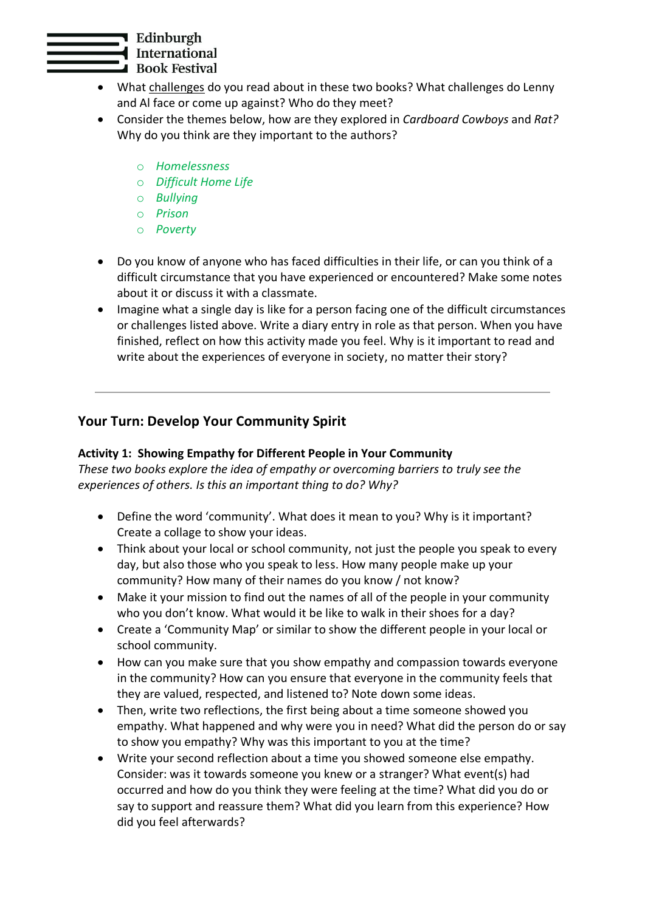- What <u>challenges</u> do you read about in these two books? What challenges do Lenny and Al face or come up against? Who do they meet?
- Consider the themes below, how are they explored in *Cardboard Cowboys* and *Rat?* Why do you think are they important to the authors?
    - *Homelessness*
    - *Difficult Home Life*
    - *Bullying*
    - *Prison*
    - *Poverty*
- Do you know of anyone who has faced difficulties in their life, or can you think of a difficult circumstance that you have experienced or encountered? Make some notes about it or discuss it with a classmate.
- Imagine what a single day is like for a person facing one of the difficult circumstances or challenges listed above. Write a diary entry in role as that person. When you have finished, reflect on how this activity made you feel. Why is it important to read and write about the experiences of everyone in society, no matter their story?

---

## Your Turn: Develop Your Community Spirit

**Activity 1: Showing Empathy for Different People in Your Community**

*These two books explore the idea of empathy or overcoming barriers to truly see the experiences of others. Is this an important thing to do? Why?*

- Define the word 'community'. What does it mean to you? Why is it important? Create a collage to show your ideas.
- Think about your local or school community, not just the people you speak to every day, but also those who you speak to less. How many people make up your community? How many of their names do you know / not know?
- Make it your mission to find out the names of all of the people in your community who you don't know. What would it be like to walk in their shoes for a day?
- Create a 'Community Map' or similar to show the different people in your local or school community.
- How can you make sure that you show empathy and compassion towards everyone in the community? How can you ensure that everyone in the community feels that they are valued, respected, and listened to? Note down some ideas.
- Then, write two reflections, the first being about a time someone showed you empathy. What happened and why were you in need? What did the person do or say to show you empathy? Why was this important to you at the time?
- Write your second reflection about a time you showed someone else empathy. Consider: was it towards someone you knew or a stranger? What event(s) had occurred and how do you think they were feeling at the time? What did you do or say to support and reassure them? What did you learn from this experience? How did you feel afterwards?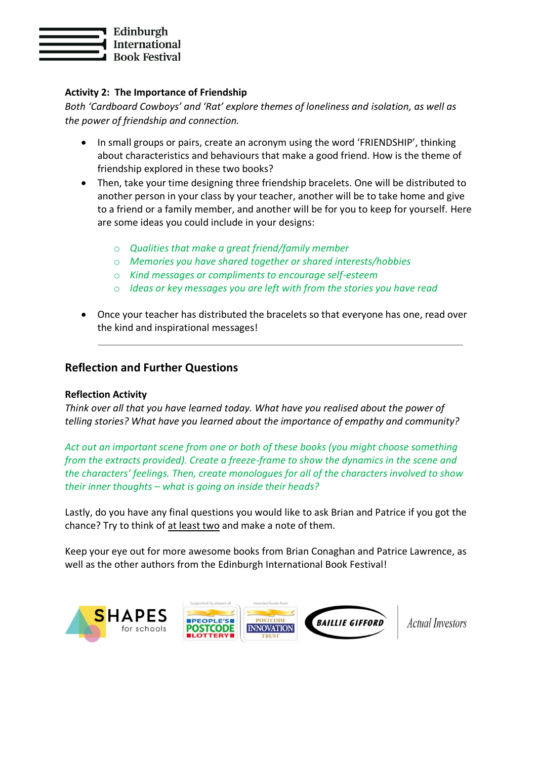### Activity 2: The Importance of Friendship

*Both 'Cardboard Cowboys' and 'Rat' explore themes of loneliness and isolation, as well as the power of friendship and connection.*

- In small groups or pairs, create an acronym using the word 'FRIENDSHIP', thinking about characteristics and behaviours that make a good friend. How is the theme of friendship explored in these two books?
- Then, take your time designing three friendship bracelets. One will be distributed to another person in your class by your teacher, another will be to take home and give to a friend or a family member, and another will be for you to keep for yourself. Here are some ideas you could include in your designs:
  - *Qualities that make a great friend/family member*
  - *Memories you have shared together or shared interests/hobbies*
  - *Kind messages or compliments to encourage self-esteem*
  - *Ideas or key messages you are left with from the stories you have read*
- Once your teacher has distributed the bracelets so that everyone has one, read over the kind and inspirational messages!

---

## Reflection and Further Questions

### Reflection Activity

*Think over all that you have learned today. What have you realised about the power of telling stories? What have you learned about the importance of empathy and community?*

*Act out an important scene from one or both of these books (you might choose something from the extracts provided). Create a freeze-frame to show the dynamics in the scene and the characters' feelings. Then, create monologues for all of the characters involved to show their inner thoughts – what is going on inside their heads?*

Lastly, do you have any final questions you would like to ask Brian and Patrice if you got the chance? Try to think of at least two and make a note of them.

Keep your eye out for more awesome books from Brian Conaghan and Patrice Lawrence, as well as the other authors from the Edinburgh International Book Festival!